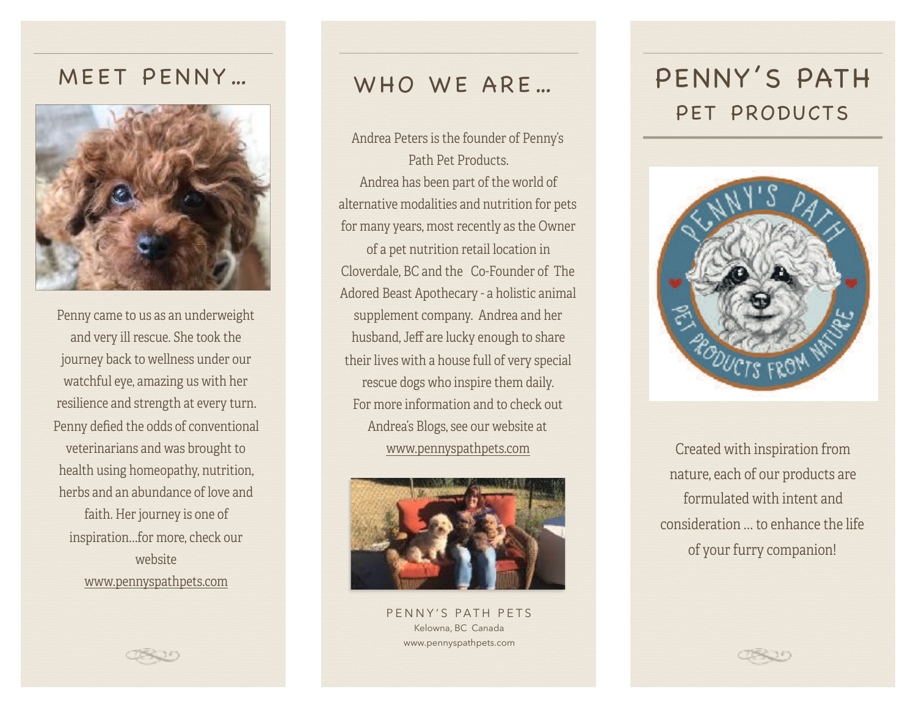## MEET PENNY…

Penny came to us as an underweight and very ill rescue. She took the journey back to wellness under our watchful eye, amazing us with her resilience and strength at every turn. Penny defied the odds of conventional veterinarians and was brought to health using homeopathy, nutrition, herbs and an abundance of love and faith. Her journey is one of inspiration…for more, check our website www.pennyspathpets.com

## WHO WE ARE…

Andrea Peters is the founder of Penny's Path Pet Products.
Andrea has been part of the world of alternative modalities and nutrition for pets for many years, most recently as the Owner of a pet nutrition retail location in Cloverdale, BC and the Co-Founder of The Adored Beast Apothecary - a holistic animal supplement company. Andrea and her husband, Jeff are lucky enough to share their lives with a house full of very special rescue dogs who inspire them daily.
For more information and to check out Andrea's Blogs, see our website at www.pennyspathpets.com

PENNY'S PATH PETS
Kelowna, BC Canada
www.pennyspathpets.com

# PENNY'S PATH
## PET PRODUCTS

PENNY'S PATH
PET PRODUCTS FROM NATURE

Created with inspiration from nature, each of our products are formulated with intent and consideration … to enhance the life of your furry companion!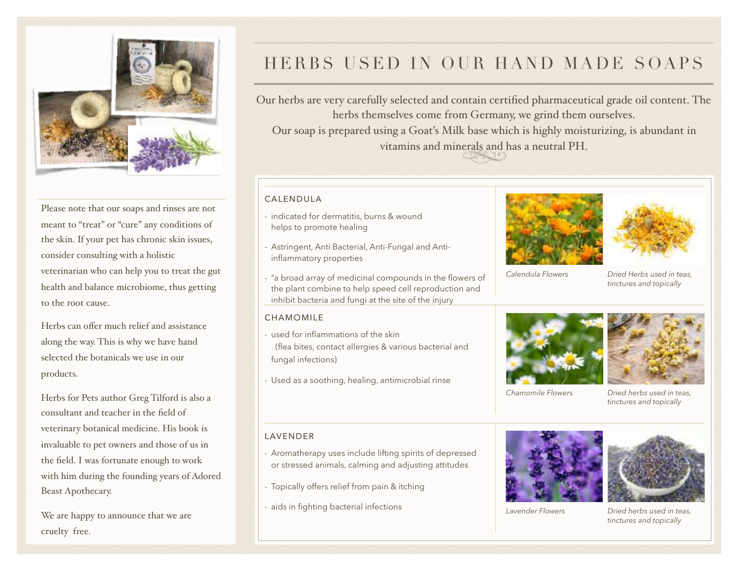Please note that our soaps and rinses are not meant to "treat" or "cure" any conditions of the skin. If your pet has chronic skin issues, consider consulting with a holistic veterinarian who can help you to treat the gut health and balance microbiome, thus getting to the root cause.

Herbs can offer much relief and assistance along the way. This is why we have hand selected the botanicals we use in our products.

Herbs for Pets author Greg Tilford is also a consultant and teacher in the field of veterinary botanical medicine. His book is invaluable to pet owners and those of us in the field. I was fortunate enough to work with him during the founding years of Adored Beast Apothecary.

We are happy to announce that we are cruelty free.

# HERBS USED IN OUR HAND MADE SOAPS

Our herbs are very carefully selected and contain certified pharmaceutical grade oil content. The herbs themselves come from Germany, we grind them ourselves.

Our soap is prepared using a Goat's Milk base which is highly moisturizing, is abundant in vitamins and minerals and has a neutral PH.

## CALENDULA

- indicated for dermatitis, burns & wound helps to promote healing
- Astringent, Anti Bacterial, Anti-Fungal and Anti-inflammatory properties
- "a broad array of medicinal compounds in the flowers of the plant combine to help speed cell reproduction and inhibit bacteria and fungi at the site of the injury

*Calendula Flowers*

*Dried Herbs used in teas, tinctures and topically*

## CHAMOMILE

- used for inflammations of the skin (flea bites, contact allergies & various bacterial and fungal infections)
- Used as a soothing, healing, antimicrobial rinse

*Chamomile Flowers*

*Dried herbs used in teas, tinctures and topically*

## LAVENDER

- Aromatherapy uses include lifting spirits of depressed or stressed animals, calming and adjusting attitudes
- Topically offers relief from pain & itching
- aids in fighting bacterial infections

*Lavender Flowers*

*Dried herbs used in teas, tinctures and topically*